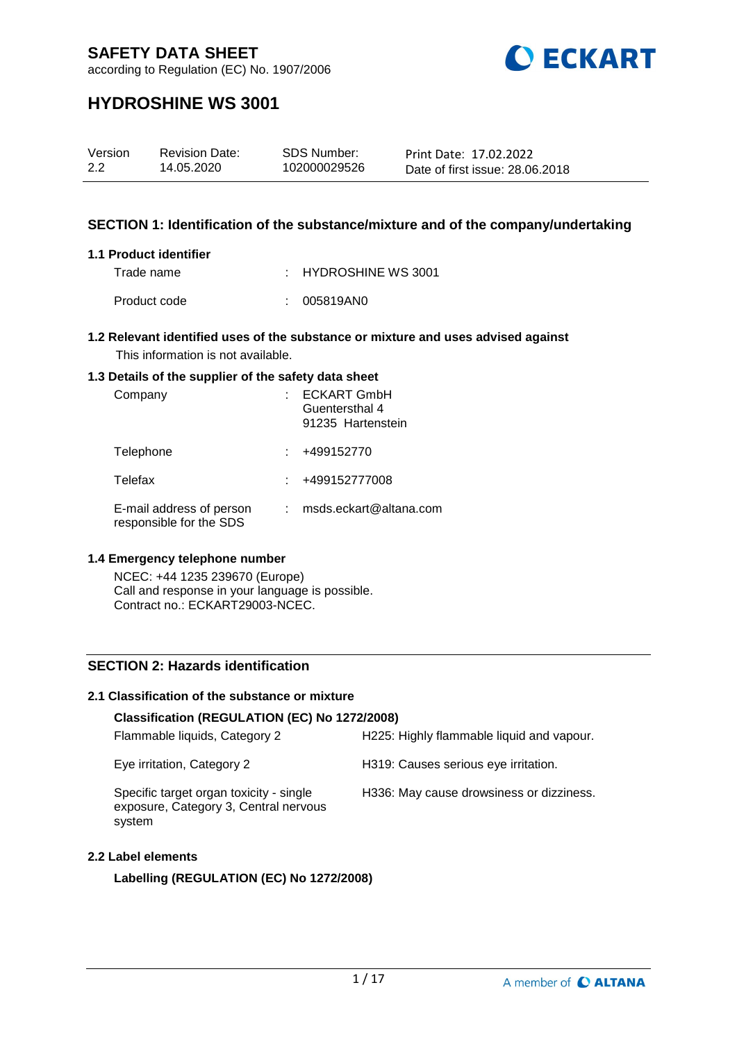# SAFETY DATA SHEET

according to Regulation (EC) No. 1907/2006

# HYDROSHINE WS 3001

| Version | Revision Date: | SDS Number: | Print Date: 17.02.2022 |
|---|---|---|---|
| 2.2 | 14.05.2020 | 102000029526 | Date of first issue: 28.06.2018 |

## SECTION 1: Identification of the substance/mixture and of the company/undertaking

### 1.1 Product identifier

Trade name : HYDROSHINE WS 3001

Product code : 005819AN0

### 1.2 Relevant identified uses of the substance or mixture and uses advised against

This information is not available.

### 1.3 Details of the supplier of the safety data sheet

Company : ECKART GmbH
Guentersthal 4
91235 Hartenstein

Telephone : +499152770

Telefax : +499152777008

E-mail address of person responsible for the SDS : msds.eckart@altana.com

### 1.4 Emergency telephone number

NCEC: +44 1235 239670 (Europe)
Call and response in your language is possible.
Contract no.: ECKART29003-NCEC.

## SECTION 2: Hazards identification

### 2.1 Classification of the substance or mixture

**Classification (REGULATION (EC) No 1272/2008)**

| | |
|---|---|
| Flammable liquids, Category 2 | H225: Highly flammable liquid and vapour. |
| Eye irritation, Category 2 | H319: Causes serious eye irritation. |
| Specific target organ toxicity - single exposure, Category 3, Central nervous system | H336: May cause drowsiness or dizziness. |

### 2.2 Label elements

**Labelling (REGULATION (EC) No 1272/2008)**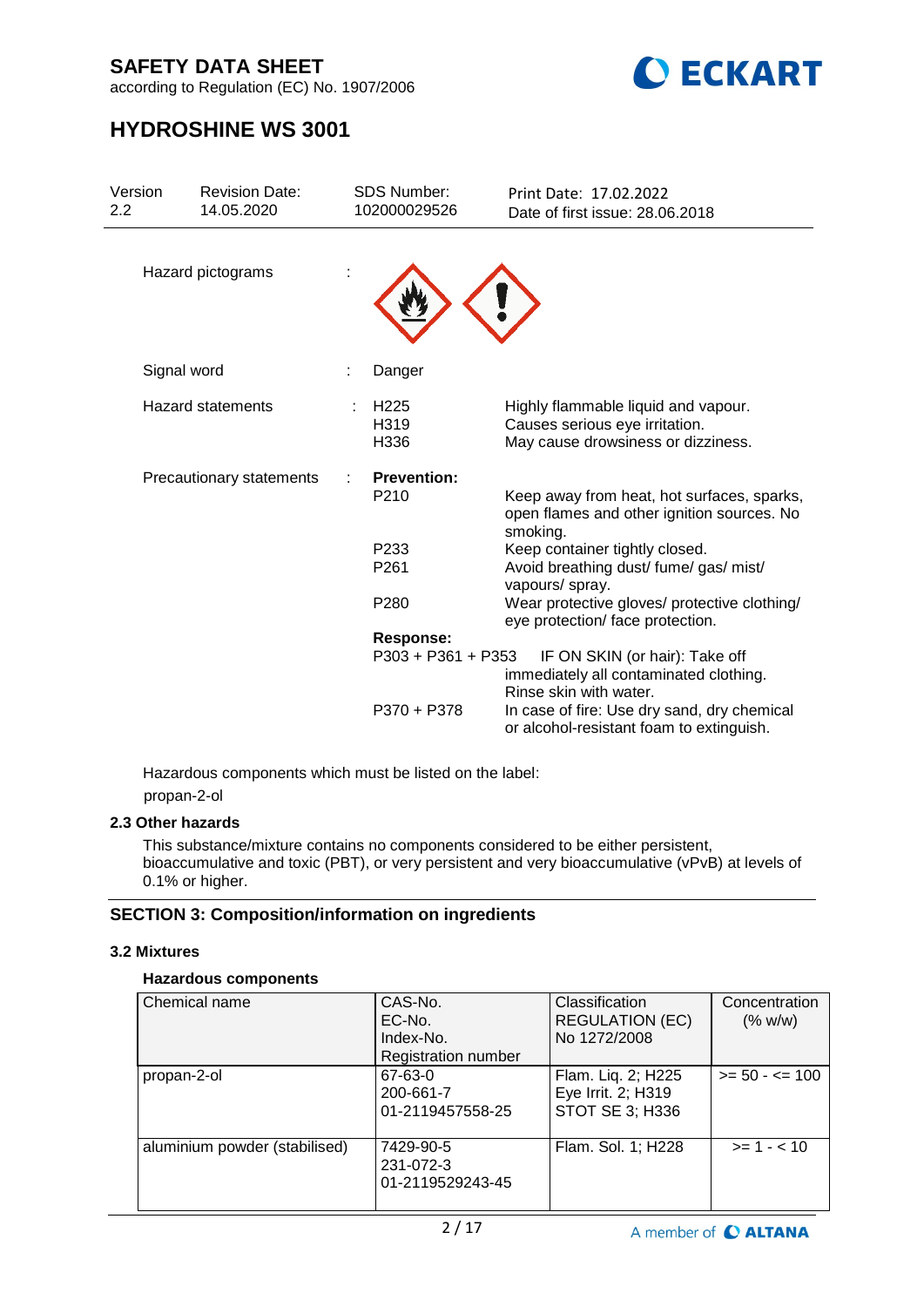Hazard pictograms :

Signal word : Danger

Hazard statements : H225 Highly flammable liquid and vapour.
H319 Causes serious eye irritation.
H336 May cause drowsiness or dizziness.

Precautionary statements : **Prevention:**

P210 Keep away from heat, hot surfaces, sparks, open flames and other ignition sources. No smoking.
P233 Keep container tightly closed.
P261 Avoid breathing dust/ fume/ gas/ mist/ vapours/ spray.
P280 Wear protective gloves/ protective clothing/ eye protection/ face protection.

**Response:**

P303 + P361 + P353 IF ON SKIN (or hair): Take off immediately all contaminated clothing. Rinse skin with water.
P370 + P378 In case of fire: Use dry sand, dry chemical or alcohol-resistant foam to extinguish.

Hazardous components which must be listed on the label:
propan-2-ol

### 2.3 Other hazards

This substance/mixture contains no components considered to be either persistent, bioaccumulative and toxic (PBT), or very persistent and very bioaccumulative (vPvB) at levels of 0.1% or higher.

## SECTION 3: Composition/information on ingredients

### 3.2 Mixtures

#### Hazardous components

| Chemical name | CAS-No.<br>EC-No.<br>Index-No.<br>Registration number | Classification<br>REGULATION (EC) No 1272/2008 | Concentration (% w/w) |
|---|---|---|---|
| propan-2-ol | 67-63-0<br>200-661-7<br>01-2119457558-25 | Flam. Liq. 2; H225<br>Eye Irrit. 2; H319<br>STOT SE 3; H336 | >= 50 - <= 100 |
| aluminium powder (stabilised) | 7429-90-5<br>231-072-3<br>01-2119529243-45 | Flam. Sol. 1; H228 | >= 1 - < 10 |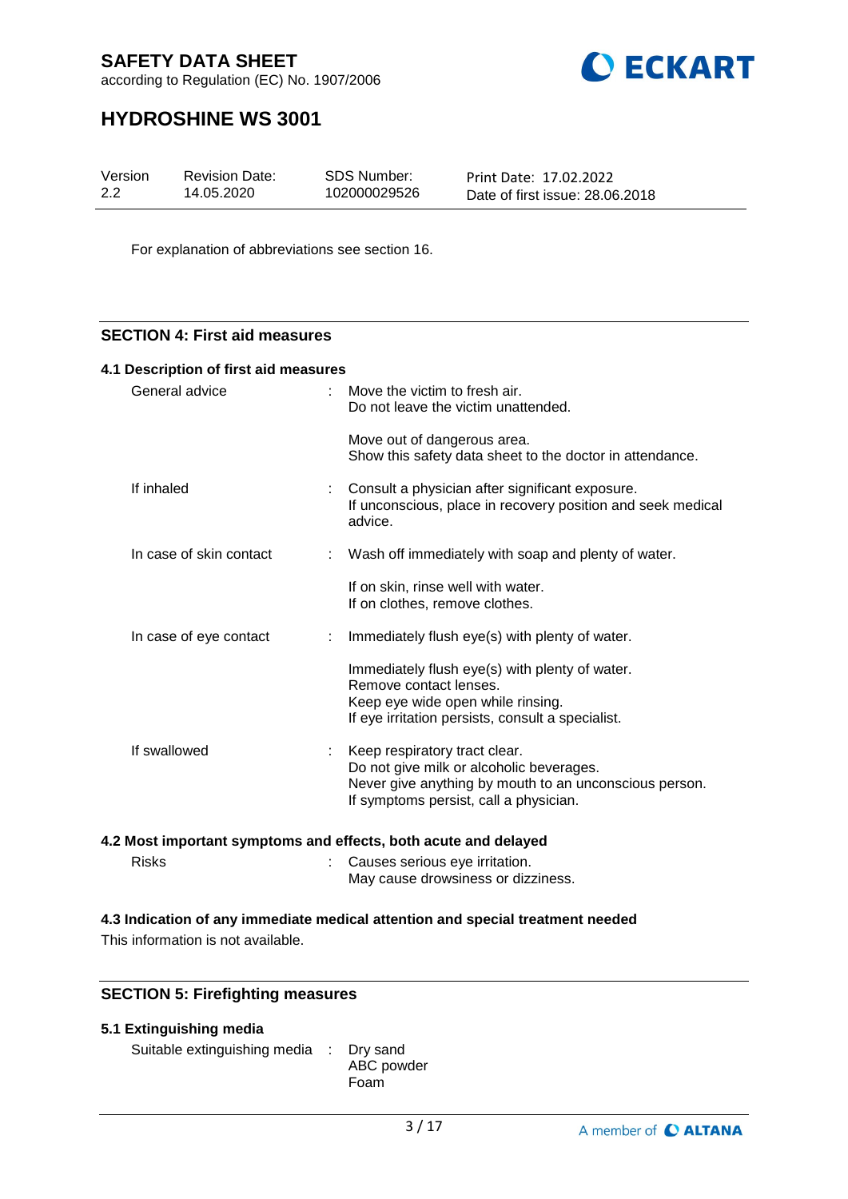For explanation of abbreviations see section 16.

## SECTION 4: First aid measures

### 4.1 Description of first aid measures

| | | |
|---|---|---|
| General advice | : | Move the victim to fresh air.<br>Do not leave the victim unattended.<br><br>Move out of dangerous area.<br>Show this safety data sheet to the doctor in attendance. |
| If inhaled | : | Consult a physician after significant exposure.<br>If unconscious, place in recovery position and seek medical advice. |
| In case of skin contact | : | Wash off immediately with soap and plenty of water.<br><br>If on skin, rinse well with water.<br>If on clothes, remove clothes. |
| In case of eye contact | : | Immediately flush eye(s) with plenty of water.<br><br>Immediately flush eye(s) with plenty of water.<br>Remove contact lenses.<br>Keep eye wide open while rinsing.<br>If eye irritation persists, consult a specialist. |
| If swallowed | : | Keep respiratory tract clear.<br>Do not give milk or alcoholic beverages.<br>Never give anything by mouth to an unconscious person.<br>If symptoms persist, call a physician. |

### 4.2 Most important symptoms and effects, both acute and delayed

| | | |
|---|---|---|
| Risks | : | Causes serious eye irritation.<br>May cause drowsiness or dizziness. |

### 4.3 Indication of any immediate medical attention and special treatment needed

This information is not available.

## SECTION 5: Firefighting measures

### 5.1 Extinguishing media

| | | |
|---|---|---|
| Suitable extinguishing media | : | Dry sand<br>ABC powder<br>Foam |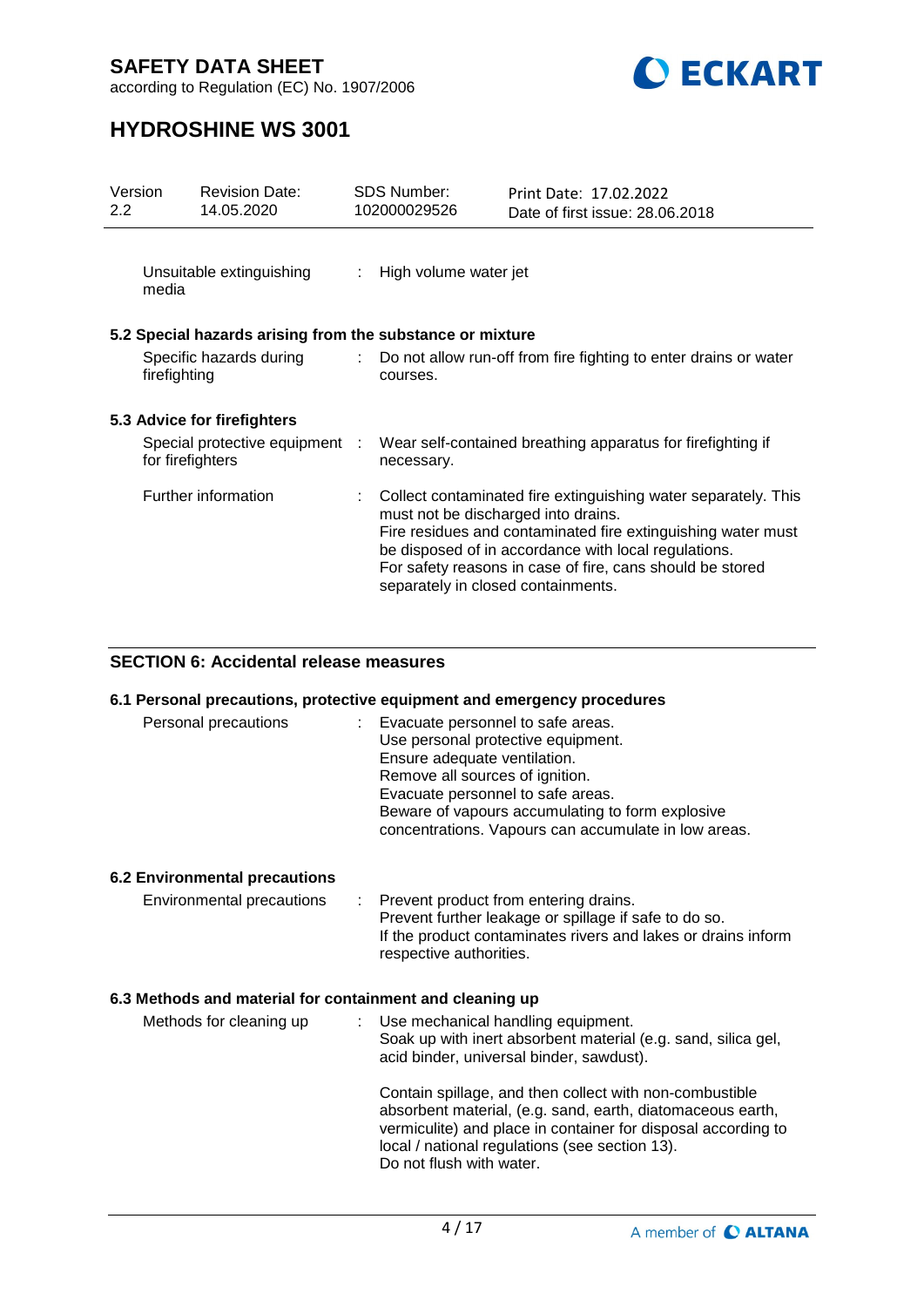Unsuitable extinguishing media : High volume water jet

**5.2 Special hazards arising from the substance or mixture**

Specific hazards during firefighting : Do not allow run-off from fire fighting to enter drains or water courses.

**5.3 Advice for firefighters**

Special protective equipment for firefighters : Wear self-contained breathing apparatus for firefighting if necessary.

Further information : Collect contaminated fire extinguishing water separately. This must not be discharged into drains.
Fire residues and contaminated fire extinguishing water must be disposed of in accordance with local regulations.
For safety reasons in case of fire, cans should be stored separately in closed containments.

## SECTION 6: Accidental release measures

**6.1 Personal precautions, protective equipment and emergency procedures**

Personal precautions : Evacuate personnel to safe areas.
Use personal protective equipment.
Ensure adequate ventilation.
Remove all sources of ignition.
Evacuate personnel to safe areas.
Beware of vapours accumulating to form explosive concentrations. Vapours can accumulate in low areas.

**6.2 Environmental precautions**

Environmental precautions : Prevent product from entering drains.
Prevent further leakage or spillage if safe to do so.
If the product contaminates rivers and lakes or drains inform respective authorities.

**6.3 Methods and material for containment and cleaning up**

Methods for cleaning up : Use mechanical handling equipment.
Soak up with inert absorbent material (e.g. sand, silica gel, acid binder, universal binder, sawdust).

Contain spillage, and then collect with non-combustible absorbent material, (e.g. sand, earth, diatomaceous earth, vermiculite) and place in container for disposal according to local / national regulations (see section 13).
Do not flush with water.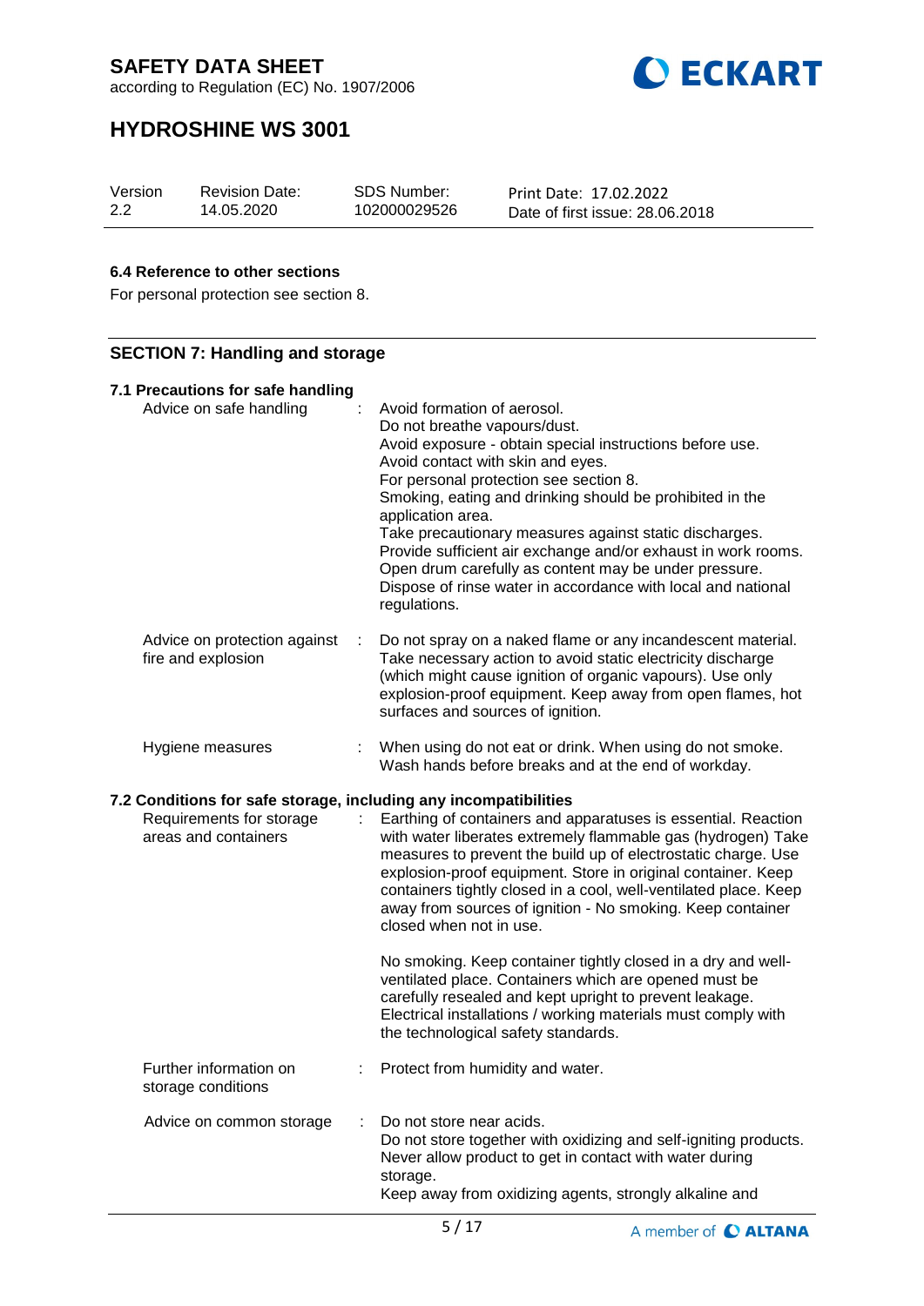### 6.4 Reference to other sections

For personal protection see section 8.

## SECTION 7: Handling and storage

### 7.1 Precautions for safe handling

| | | |
|---|---|---|
| Advice on safe handling | : | Avoid formation of aerosol. Do not breathe vapours/dust. Avoid exposure - obtain special instructions before use. Avoid contact with skin and eyes. For personal protection see section 8. Smoking, eating and drinking should be prohibited in the application area. Take precautionary measures against static discharges. Provide sufficient air exchange and/or exhaust in work rooms. Open drum carefully as content may be under pressure. Dispose of rinse water in accordance with local and national regulations. |
| Advice on protection against fire and explosion | : | Do not spray on a naked flame or any incandescent material. Take necessary action to avoid static electricity discharge (which might cause ignition of organic vapours). Use only explosion-proof equipment. Keep away from open flames, hot surfaces and sources of ignition. |
| Hygiene measures | : | When using do not eat or drink. When using do not smoke. Wash hands before breaks and at the end of workday. |

### 7.2 Conditions for safe storage, including any incompatibilities

| | | |
|---|---|---|
| Requirements for storage areas and containers | : | Earthing of containers and apparatuses is essential. Reaction with water liberates extremely flammable gas (hydrogen) Take measures to prevent the build up of electrostatic charge. Use explosion-proof equipment. Store in original container. Keep containers tightly closed in a cool, well-ventilated place. Keep away from sources of ignition - No smoking. Keep container closed when not in use.<br><br>No smoking. Keep container tightly closed in a dry and well-ventilated place. Containers which are opened must be carefully resealed and kept upright to prevent leakage. Electrical installations / working materials must comply with the technological safety standards. |
| Further information on storage conditions | : | Protect from humidity and water. |
| Advice on common storage | : | Do not store near acids. Do not store together with oxidizing and self-igniting products. Never allow product to get in contact with water during storage. Keep away from oxidizing agents, strongly alkaline and |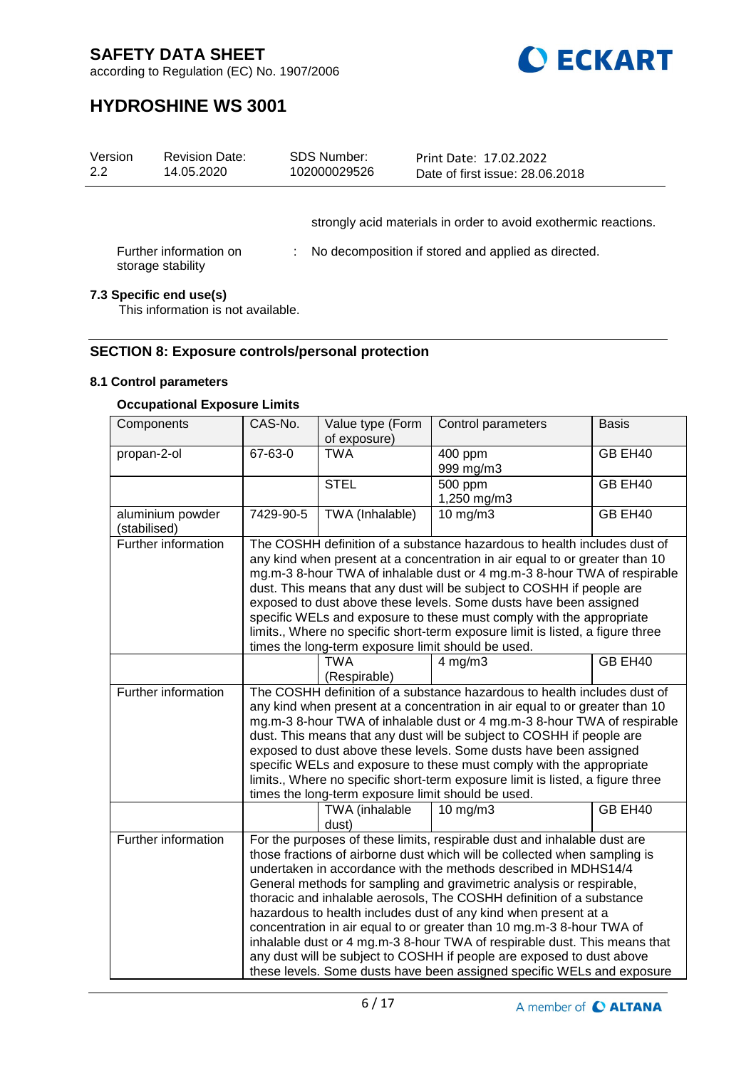strongly acid materials in order to avoid exothermic reactions.

Further information on storage stability : No decomposition if stored and applied as directed.

**7.3 Specific end use(s)**

This information is not available.

## SECTION 8: Exposure controls/personal protection

**8.1 Control parameters**

**Occupational Exposure Limits**

| Components | CAS-No. | Value type (Form of exposure) | Control parameters | Basis |
|---|---|---|---|---|
| propan-2-ol | 67-63-0 | TWA | 400 ppm 999 mg/m3 | GB EH40 |
| | | STEL | 500 ppm 1,250 mg/m3 | GB EH40 |
| aluminium powder (stabilised) | 7429-90-5 | TWA (Inhalable) | 10 mg/m3 | GB EH40 |
| Further information | The COSHH definition of a substance hazardous to health includes dust of any kind when present at a concentration in air equal to or greater than 10 mg.m-3 8-hour TWA of inhalable dust or 4 mg.m-3 8-hour TWA of respirable dust. This means that any dust will be subject to COSHH if people are exposed to dust above these levels. Some dusts have been assigned specific WELs and exposure to these must comply with the appropriate limits., Where no specific short-term exposure limit is listed, a figure three times the long-term exposure limit should be used. | | | |
| | | TWA (Respirable) | 4 mg/m3 | GB EH40 |
| Further information | The COSHH definition of a substance hazardous to health includes dust of any kind when present at a concentration in air equal to or greater than 10 mg.m-3 8-hour TWA of inhalable dust or 4 mg.m-3 8-hour TWA of respirable dust. This means that any dust will be subject to COSHH if people are exposed to dust above these levels. Some dusts have been assigned specific WELs and exposure to these must comply with the appropriate limits., Where no specific short-term exposure limit is listed, a figure three times the long-term exposure limit should be used. | | | |
| | | TWA (inhalable dust) | 10 mg/m3 | GB EH40 |
| Further information | For the purposes of these limits, respirable dust and inhalable dust are those fractions of airborne dust which will be collected when sampling is undertaken in accordance with the methods described in MDHS14/4 General methods for sampling and gravimetric analysis or respirable, thoracic and inhalable aerosols, The COSHH definition of a substance hazardous to health includes dust of any kind when present at a concentration in air equal to or greater than 10 mg.m-3 8-hour TWA of inhalable dust or 4 mg.m-3 8-hour TWA of respirable dust. This means that any dust will be subject to COSHH if people are exposed to dust above these levels. Some dusts have been assigned specific WELs and exposure | | | |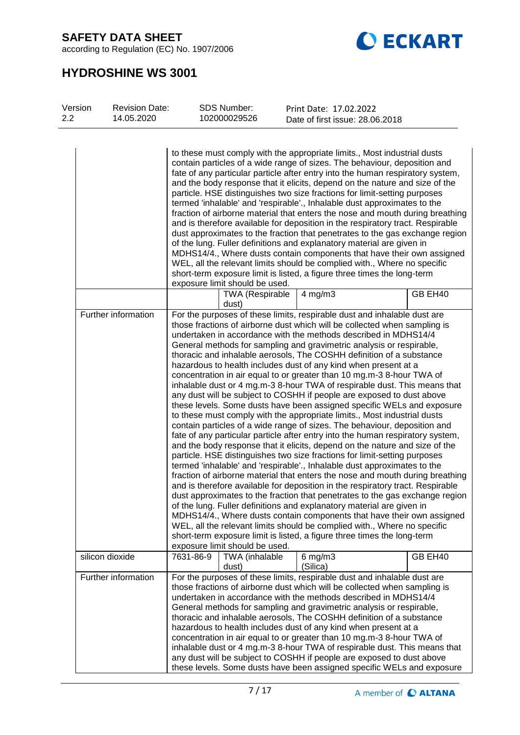| | | | | |
|---|---|---|---|---|
| | to these must comply with the appropriate limits., Most industrial dusts contain particles of a wide range of sizes. The behaviour, deposition and fate of any particular particle after entry into the human respiratory system, and the body response that it elicits, depend on the nature and size of the particle. HSE distinguishes two size fractions for limit-setting purposes termed 'inhalable' and 'respirable'., Inhalable dust approximates to the fraction of airborne material that enters the nose and mouth during breathing and is therefore available for deposition in the respiratory tract. Respirable dust approximates to the fraction that penetrates to the gas exchange region of the lung. Fuller definitions and explanatory material are given in MDHS14/4., Where dusts contain components that have their own assigned WEL, all the relevant limits should be complied with., Where no specific short-term exposure limit is listed, a figure three times the long-term exposure limit should be used. | | | |
| | | TWA (Respirable dust) | 4 mg/m3 | GB EH40 |
| Further information | For the purposes of these limits, respirable dust and inhalable dust are those fractions of airborne dust which will be collected when sampling is undertaken in accordance with the methods described in MDHS14/4 General methods for sampling and gravimetric analysis or respirable, thoracic and inhalable aerosols, The COSHH definition of a substance hazardous to health includes dust of any kind when present at a concentration in air equal to or greater than 10 mg.m-3 8-hour TWA of inhalable dust or 4 mg.m-3 8-hour TWA of respirable dust. This means that any dust will be subject to COSHH if people are exposed to dust above these levels. Some dusts have been assigned specific WELs and exposure to these must comply with the appropriate limits., Most industrial dusts contain particles of a wide range of sizes. The behaviour, deposition and fate of any particular particle after entry into the human respiratory system, and the body response that it elicits, depend on the nature and size of the particle. HSE distinguishes two size fractions for limit-setting purposes termed 'inhalable' and 'respirable'., Inhalable dust approximates to the fraction of airborne material that enters the nose and mouth during breathing and is therefore available for deposition in the respiratory tract. Respirable dust approximates to the fraction that penetrates to the gas exchange region of the lung. Fuller definitions and explanatory material are given in MDHS14/4., Where dusts contain components that have their own assigned WEL, all the relevant limits should be complied with., Where no specific short-term exposure limit is listed, a figure three times the long-term exposure limit should be used. | | | |
| silicon dioxide | 7631-86-9 | TWA (inhalable dust) | 6 mg/m3 (Silica) | GB EH40 |
| Further information | For the purposes of these limits, respirable dust and inhalable dust are those fractions of airborne dust which will be collected when sampling is undertaken in accordance with the methods described in MDHS14/4 General methods for sampling and gravimetric analysis or respirable, thoracic and inhalable aerosols, The COSHH definition of a substance hazardous to health includes dust of any kind when present at a concentration in air equal to or greater than 10 mg.m-3 8-hour TWA of inhalable dust or 4 mg.m-3 8-hour TWA of respirable dust. This means that any dust will be subject to COSHH if people are exposed to dust above these levels. Some dusts have been assigned specific WELs and exposure | | | |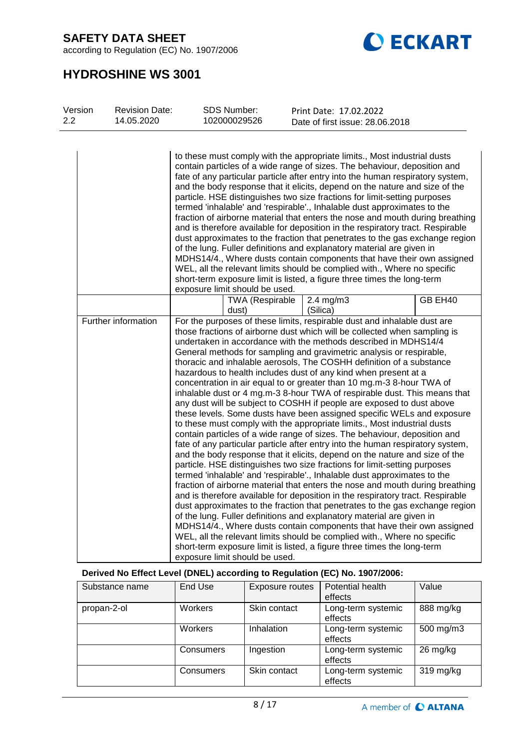| | | | | |
|---|---|---|---|---|
| | to these must comply with the appropriate limits., Most industrial dusts contain particles of a wide range of sizes. The behaviour, deposition and fate of any particular particle after entry into the human respiratory system, and the body response that it elicits, depend on the nature and size of the particle. HSE distinguishes two size fractions for limit-setting purposes termed 'inhalable' and 'respirable'., Inhalable dust approximates to the fraction of airborne material that enters the nose and mouth during breathing and is therefore available for deposition in the respiratory tract. Respirable dust approximates to the fraction that penetrates to the gas exchange region of the lung. Fuller definitions and explanatory material are given in MDHS14/4., Where dusts contain components that have their own assigned WEL, all the relevant limits should be complied with., Where no specific short-term exposure limit is listed, a figure three times the long-term exposure limit should be used. | | | |
| | | TWA (Respirable dust) | 2.4 mg/m3 (Silica) | GB EH40 |
| Further information | For the purposes of these limits, respirable dust and inhalable dust are those fractions of airborne dust which will be collected when sampling is undertaken in accordance with the methods described in MDHS14/4 General methods for sampling and gravimetric analysis or respirable, thoracic and inhalable aerosols, The COSHH definition of a substance hazardous to health includes dust of any kind when present at a concentration in air equal to or greater than 10 mg.m-3 8-hour TWA of inhalable dust or 4 mg.m-3 8-hour TWA of respirable dust. This means that any dust will be subject to COSHH if people are exposed to dust above these levels. Some dusts have been assigned specific WELs and exposure to these must comply with the appropriate limits., Most industrial dusts contain particles of a wide range of sizes. The behaviour, deposition and fate of any particular particle after entry into the human respiratory system, and the body response that it elicits, depend on the nature and size of the particle. HSE distinguishes two size fractions for limit-setting purposes termed 'inhalable' and 'respirable'., Inhalable dust approximates to the fraction of airborne material that enters the nose and mouth during breathing and is therefore available for deposition in the respiratory tract. Respirable dust approximates to the fraction that penetrates to the gas exchange region of the lung. Fuller definitions and explanatory material are given in MDHS14/4., Where dusts contain components that have their own assigned WEL, all the relevant limits should be complied with., Where no specific short-term exposure limit is listed, a figure three times the long-term exposure limit should be used. | | | |

**Derived No Effect Level (DNEL) according to Regulation (EC) No. 1907/2006:**

| Substance name | End Use | Exposure routes | Potential health effects | Value |
|---|---|---|---|---|
| propan-2-ol | Workers | Skin contact | Long-term systemic effects | 888 mg/kg |
| | Workers | Inhalation | Long-term systemic effects | 500 mg/m3 |
| | Consumers | Ingestion | Long-term systemic effects | 26 mg/kg |
| | Consumers | Skin contact | Long-term systemic effects | 319 mg/kg |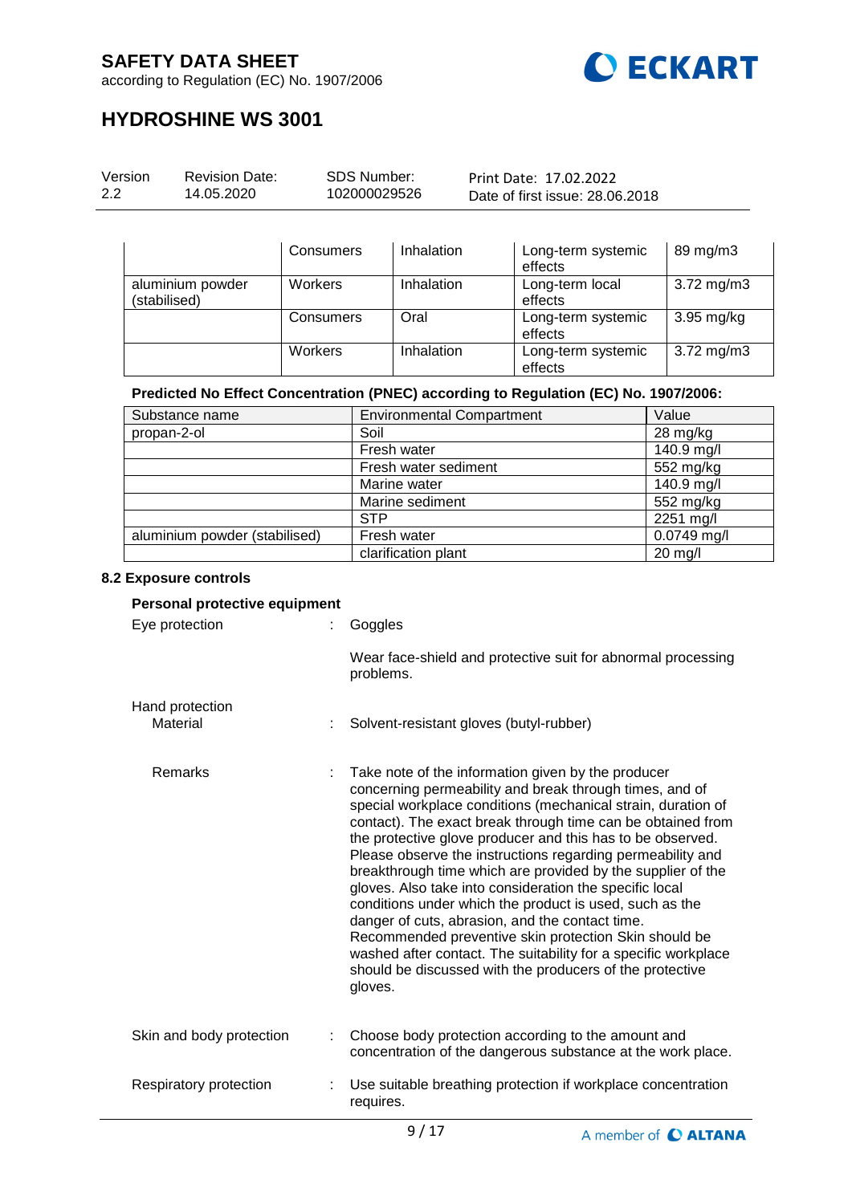| | | | | |
|---|---|---|---|---|
| | Consumers | Inhalation | Long-term systemic effects | 89 mg/m3 |
| aluminium powder (stabilised) | Workers | Inhalation | Long-term local effects | 3.72 mg/m3 |
| | Consumers | Oral | Long-term systemic effects | 3.95 mg/kg |
| | Workers | Inhalation | Long-term systemic effects | 3.72 mg/m3 |

**Predicted No Effect Concentration (PNEC) according to Regulation (EC) No. 1907/2006:**

| Substance name | Environmental Compartment | Value |
|---|---|---|
| propan-2-ol | Soil | 28 mg/kg |
| | Fresh water | 140.9 mg/l |
| | Fresh water sediment | 552 mg/kg |
| | Marine water | 140.9 mg/l |
| | Marine sediment | 552 mg/kg |
| | STP | 2251 mg/l |
| aluminium powder (stabilised) | Fresh water | 0.0749 mg/l |
| | clarification plant | 20 mg/l |

### 8.2 Exposure controls

**Personal protective equipment**

Eye protection : Goggles

Wear face-shield and protective suit for abnormal processing problems.

Hand protection

Material : Solvent-resistant gloves (butyl-rubber)

Remarks : Take note of the information given by the producer concerning permeability and break through times, and of special workplace conditions (mechanical strain, duration of contact). The exact break through time can be obtained from the protective glove producer and this has to be observed. Please observe the instructions regarding permeability and breakthrough time which are provided by the supplier of the gloves. Also take into consideration the specific local conditions under which the product is used, such as the danger of cuts, abrasion, and the contact time. Recommended preventive skin protection Skin should be washed after contact. The suitability for a specific workplace should be discussed with the producers of the protective gloves.

Skin and body protection : Choose body protection according to the amount and concentration of the dangerous substance at the work place.

Respiratory protection : Use suitable breathing protection if workplace concentration requires.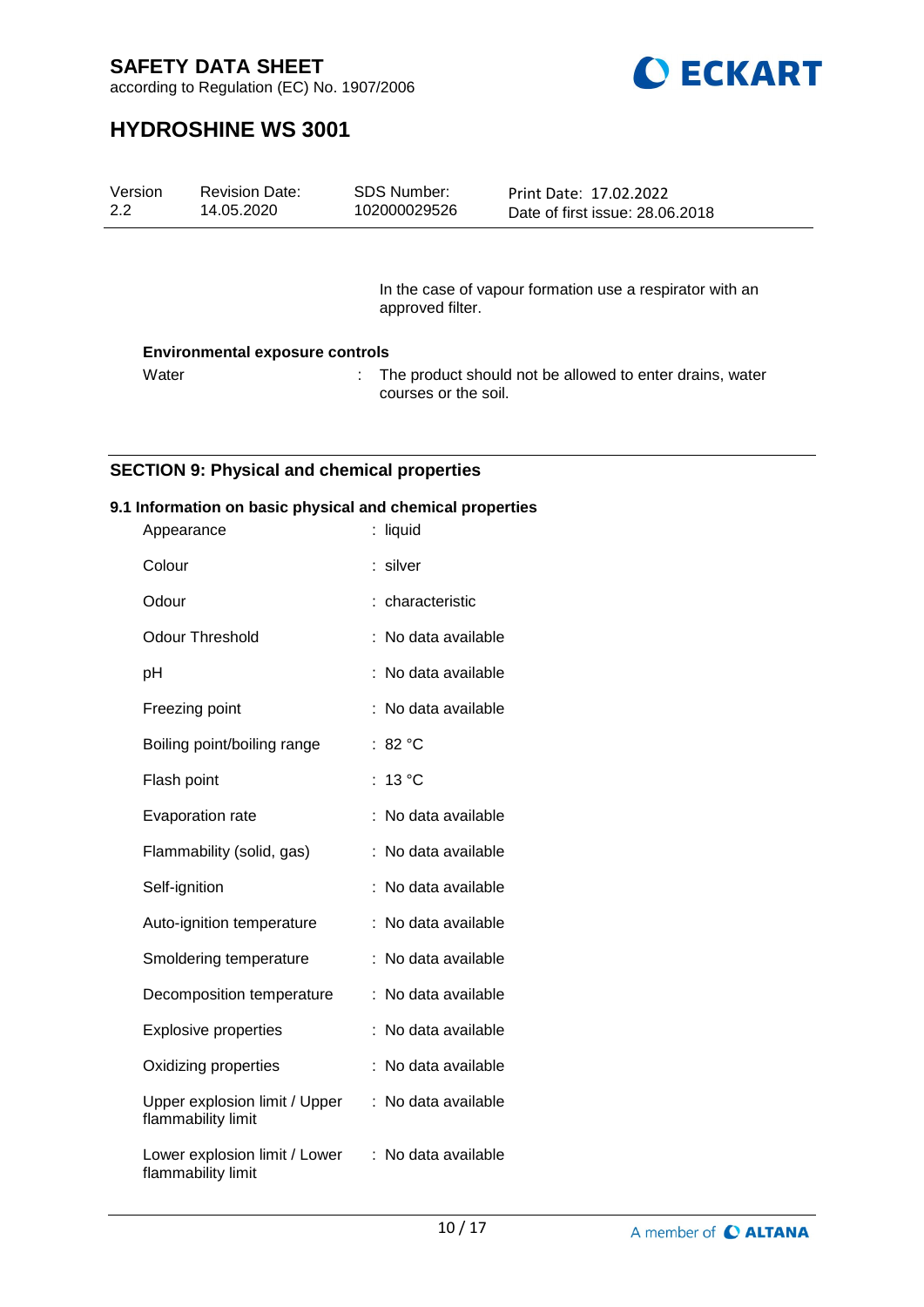In the case of vapour formation use a respirator with an approved filter.

**Environmental exposure controls**

| | |
|---|---|
| Water | : The product should not be allowed to enter drains, water courses or the soil. |

## SECTION 9: Physical and chemical properties

### 9.1 Information on basic physical and chemical properties

| | |
|---|---|
| Appearance | : liquid |
| Colour | : silver |
| Odour | : characteristic |
| Odour Threshold | : No data available |
| pH | : No data available |
| Freezing point | : No data available |
| Boiling point/boiling range | : 82 °C |
| Flash point | : 13 °C |
| Evaporation rate | : No data available |
| Flammability (solid, gas) | : No data available |
| Self-ignition | : No data available |
| Auto-ignition temperature | : No data available |
| Smoldering temperature | : No data available |
| Decomposition temperature | : No data available |
| Explosive properties | : No data available |
| Oxidizing properties | : No data available |
| Upper explosion limit / Upper flammability limit | : No data available |
| Lower explosion limit / Lower flammability limit | : No data available |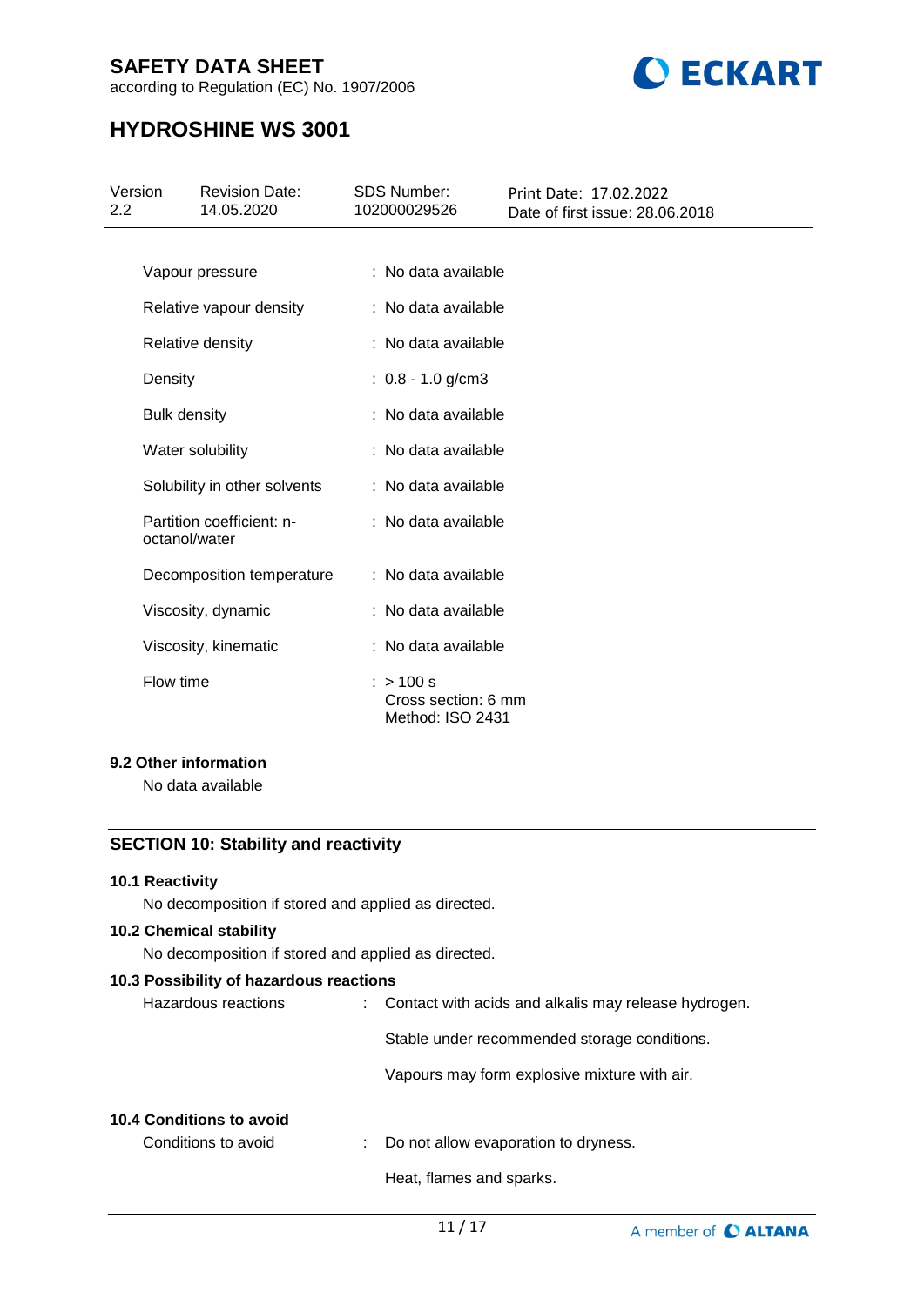| | |
|---|---|
| Vapour pressure | : No data available |
| Relative vapour density | : No data available |
| Relative density | : No data available |
| Density | : 0.8 - 1.0 g/cm3 |
| Bulk density | : No data available |
| Water solubility | : No data available |
| Solubility in other solvents | : No data available |
| Partition coefficient: n-octanol/water | : No data available |
| Decomposition temperature | : No data available |
| Viscosity, dynamic | : No data available |
| Viscosity, kinematic | : No data available |
| Flow time | : > 100 s<br>Cross section: 6 mm<br>Method: ISO 2431 |

### 9.2 Other information

No data available

## SECTION 10: Stability and reactivity

### 10.1 Reactivity

No decomposition if stored and applied as directed.

### 10.2 Chemical stability

No decomposition if stored and applied as directed.

### 10.3 Possibility of hazardous reactions

Hazardous reactions : Contact with acids and alkalis may release hydrogen.

Stable under recommended storage conditions.

Vapours may form explosive mixture with air.

### 10.4 Conditions to avoid

Conditions to avoid : Do not allow evaporation to dryness.

Heat, flames and sparks.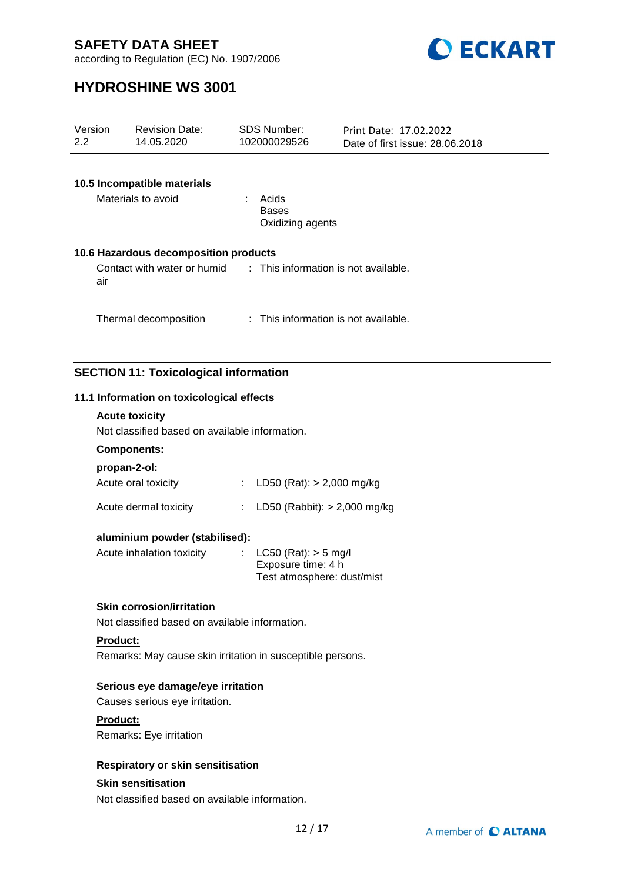### 10.5 Incompatible materials

| | |
|---|---|
| Materials to avoid | : Acids<br>Bases<br>Oxidizing agents |

### 10.6 Hazardous decomposition products

| | |
|---|---|
| Contact with water or humid air | : This information is not available. |
| Thermal decomposition | : This information is not available. |

## SECTION 11: Toxicological information

### 11.1 Information on toxicological effects

**Acute toxicity**

Not classified based on available information.

**Components:**

**propan-2-ol:**

| | |
|---|---|
| Acute oral toxicity | : LD50 (Rat): > 2,000 mg/kg |
| Acute dermal toxicity | : LD50 (Rabbit): > 2,000 mg/kg |

**aluminium powder (stabilised):**

| | |
|---|---|
| Acute inhalation toxicity | : LC50 (Rat): > 5 mg/l<br>Exposure time: 4 h<br>Test atmosphere: dust/mist |

**Skin corrosion/irritation**

Not classified based on available information.

**Product:**

Remarks: May cause skin irritation in susceptible persons.

**Serious eye damage/eye irritation**

Causes serious eye irritation.

**Product:**

Remarks: Eye irritation

**Respiratory or skin sensitisation**

**Skin sensitisation**

Not classified based on available information.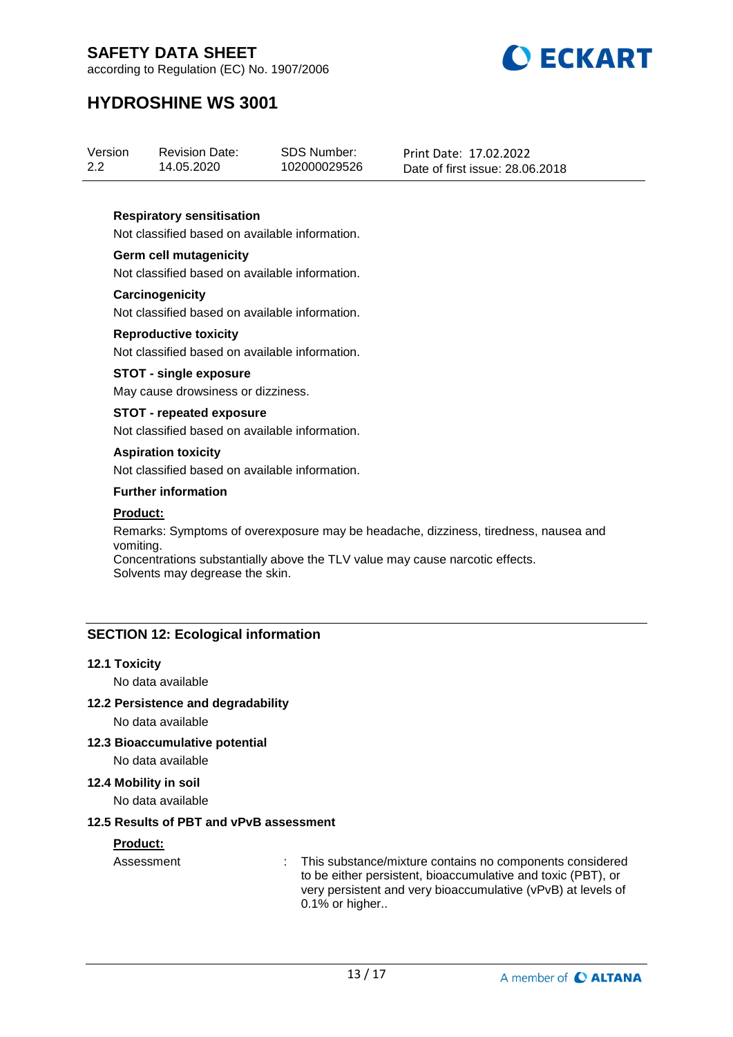**Respiratory sensitisation**

Not classified based on available information.

**Germ cell mutagenicity**

Not classified based on available information.

**Carcinogenicity**

Not classified based on available information.

**Reproductive toxicity**

Not classified based on available information.

**STOT - single exposure**

May cause drowsiness or dizziness.

**STOT - repeated exposure**

Not classified based on available information.

**Aspiration toxicity**

Not classified based on available information.

**Further information**

**Product:**

Remarks: Symptoms of overexposure may be headache, dizziness, tiredness, nausea and vomiting.
Concentrations substantially above the TLV value may cause narcotic effects.
Solvents may degrease the skin.

## SECTION 12: Ecological information

### 12.1 Toxicity

No data available

### 12.2 Persistence and degradability

No data available

### 12.3 Bioaccumulative potential

No data available

### 12.4 Mobility in soil

No data available

### 12.5 Results of PBT and vPvB assessment

**Product:**

Assessment : This substance/mixture contains no components considered to be either persistent, bioaccumulative and toxic (PBT), or very persistent and very bioaccumulative (vPvB) at levels of 0.1% or higher..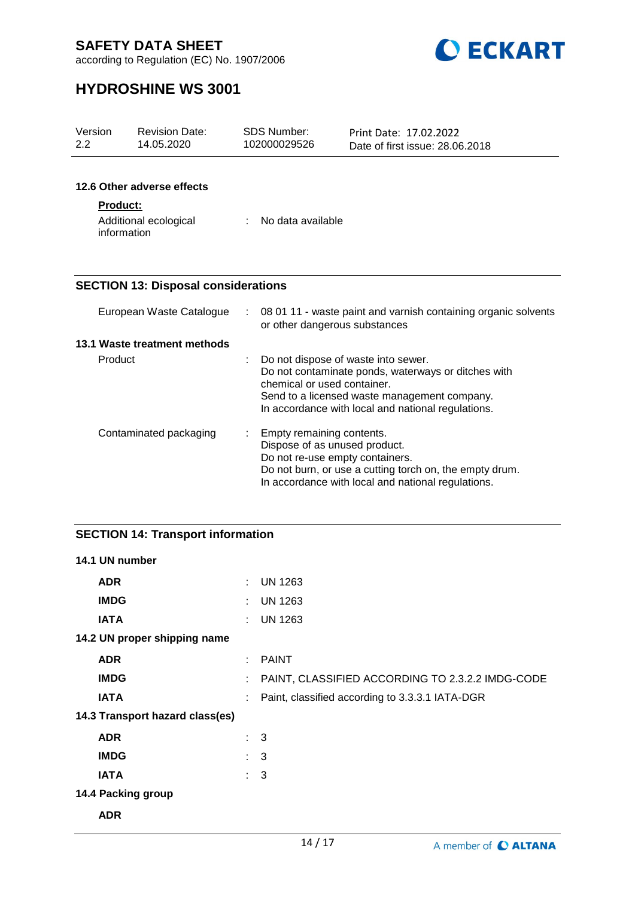### 12.6 Other adverse effects

**Product:**

Additional ecological information : No data available

## SECTION 13: Disposal considerations

European Waste Catalogue : 08 01 11 - waste paint and varnish containing organic solvents or other dangerous substances

### 13.1 Waste treatment methods

Product : Do not dispose of waste into sewer.
Do not contaminate ponds, waterways or ditches with chemical or used container.
Send to a licensed waste management company.
In accordance with local and national regulations.

Contaminated packaging : Empty remaining contents.
Dispose of as unused product.
Do not re-use empty containers.
Do not burn, or use a cutting torch on, the empty drum.
In accordance with local and national regulations.

## SECTION 14: Transport information

### 14.1 UN number

**ADR** : UN 1263

**IMDG** : UN 1263

**IATA** : UN 1263

### 14.2 UN proper shipping name

**ADR** : PAINT

**IMDG** : PAINT, CLASSIFIED ACCORDING TO 2.3.2.2 IMDG-CODE

**IATA** : Paint, classified according to 3.3.3.1 IATA-DGR

### 14.3 Transport hazard class(es)

**ADR** : 3

**IMDG** : 3

**IATA** : 3

### 14.4 Packing group

**ADR**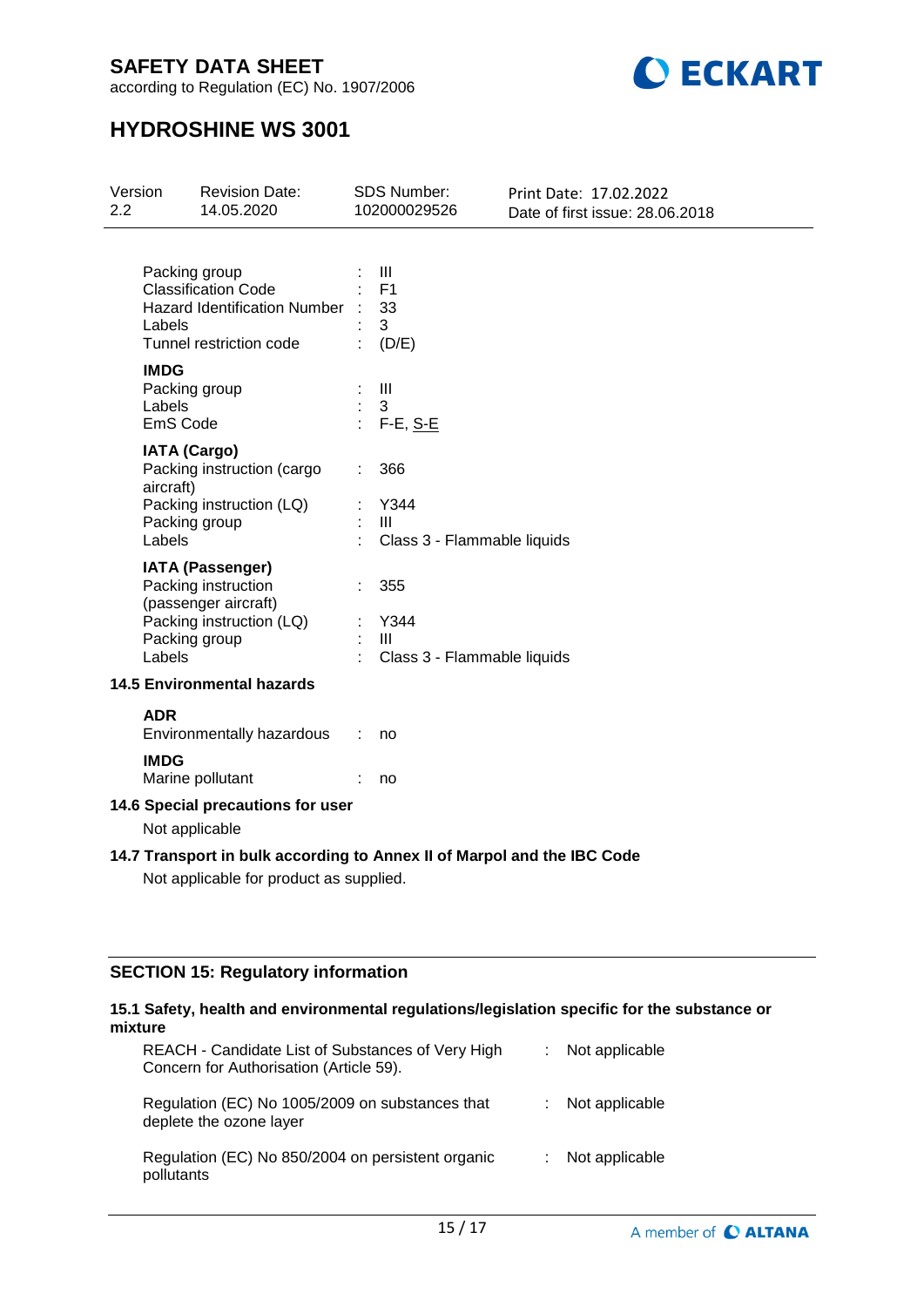| | | |
|---|---|---|
| Packing group | : | III |
| Classification Code | : | F1 |
| Hazard Identification Number | : | 33 |
| Labels | : | 3 |
| Tunnel restriction code | : | (D/E) |

**IMDG**

| | | |
|---|---|---|
| Packing group | : | III |
| Labels | : | 3 |
| EmS Code | : | F-E, S-E |

**IATA (Cargo)**

| | | |
|---|---|---|
| Packing instruction (cargo aircraft) | : | 366 |
| Packing instruction (LQ) | : | Y344 |
| Packing group | : | III |
| Labels | : | Class 3 - Flammable liquids |

**IATA (Passenger)**

| | | |
|---|---|---|
| Packing instruction (passenger aircraft) | : | 355 |
| Packing instruction (LQ) | : | Y344 |
| Packing group | : | III |
| Labels | : | Class 3 - Flammable liquids |

### 14.5 Environmental hazards

**ADR**

| | | |
|---|---|---|
| Environmentally hazardous | : | no |

**IMDG**

| | | |
|---|---|---|
| Marine pollutant | : | no |

### 14.6 Special precautions for user

Not applicable

### 14.7 Transport in bulk according to Annex II of Marpol and the IBC Code

Not applicable for product as supplied.

## SECTION 15: Regulatory information

### 15.1 Safety, health and environmental regulations/legislation specific for the substance or mixture

| | | |
|---|---|---|
| REACH - Candidate List of Substances of Very High Concern for Authorisation (Article 59). | : | Not applicable |
| Regulation (EC) No 1005/2009 on substances that deplete the ozone layer | : | Not applicable |
| Regulation (EC) No 850/2004 on persistent organic pollutants | : | Not applicable |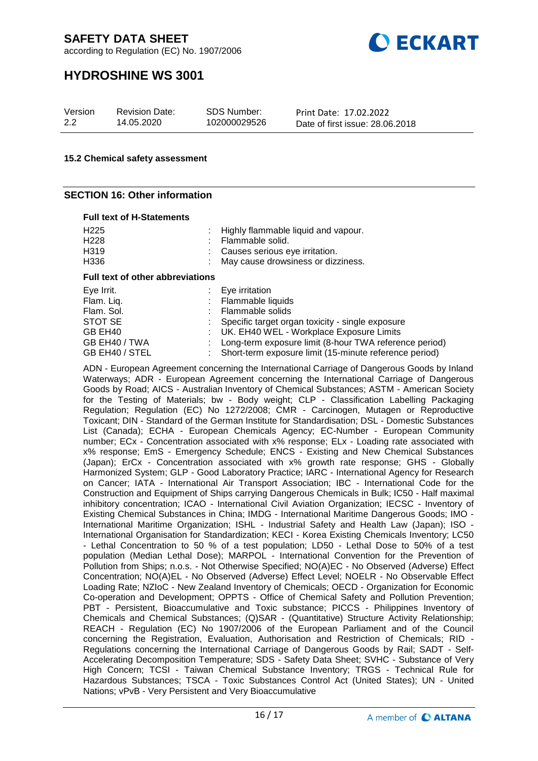#### 15.2 Chemical safety assessment

## SECTION 16: Other information

**Full text of H-Statements**

| | | |
|---|---|---|
| H225 | : | Highly flammable liquid and vapour. |
| H228 | : | Flammable solid. |
| H319 | : | Causes serious eye irritation. |
| H336 | : | May cause drowsiness or dizziness. |

**Full text of other abbreviations**

| | | |
|---|---|---|
| Eye Irrit. | : | Eye irritation |
| Flam. Liq. | : | Flammable liquids |
| Flam. Sol. | : | Flammable solids |
| STOT SE | : | Specific target organ toxicity - single exposure |
| GB EH40 | : | UK. EH40 WEL - Workplace Exposure Limits |
| GB EH40 / TWA | : | Long-term exposure limit (8-hour TWA reference period) |
| GB EH40 / STEL | : | Short-term exposure limit (15-minute reference period) |

ADN - European Agreement concerning the International Carriage of Dangerous Goods by Inland Waterways; ADR - European Agreement concerning the International Carriage of Dangerous Goods by Road; AICS - Australian Inventory of Chemical Substances; ASTM - American Society for the Testing of Materials; bw - Body weight; CLP - Classification Labelling Packaging Regulation; Regulation (EC) No 1272/2008; CMR - Carcinogen, Mutagen or Reproductive Toxicant; DIN - Standard of the German Institute for Standardisation; DSL - Domestic Substances List (Canada); ECHA - European Chemicals Agency; EC-Number - European Community number; ECx - Concentration associated with x% response; ELx - Loading rate associated with x% response; EmS - Emergency Schedule; ENCS - Existing and New Chemical Substances (Japan); ErCx - Concentration associated with x% growth rate response; GHS - Globally Harmonized System; GLP - Good Laboratory Practice; IARC - International Agency for Research on Cancer; IATA - International Air Transport Association; IBC - International Code for the Construction and Equipment of Ships carrying Dangerous Chemicals in Bulk; IC50 - Half maximal inhibitory concentration; ICAO - International Civil Aviation Organization; IECSC - Inventory of Existing Chemical Substances in China; IMDG - International Maritime Dangerous Goods; IMO - International Maritime Organization; ISHL - Industrial Safety and Health Law (Japan); ISO - International Organisation for Standardization; KECI - Korea Existing Chemicals Inventory; LC50 - Lethal Concentration to 50 % of a test population; LD50 - Lethal Dose to 50% of a test population (Median Lethal Dose); MARPOL - International Convention for the Prevention of Pollution from Ships; n.o.s. - Not Otherwise Specified; NO(A)EC - No Observed (Adverse) Effect Concentration; NO(A)EL - No Observed (Adverse) Effect Level; NOELR - No Observable Effect Loading Rate; NZIoC - New Zealand Inventory of Chemicals; OECD - Organization for Economic Co-operation and Development; OPPTS - Office of Chemical Safety and Pollution Prevention; PBT - Persistent, Bioaccumulative and Toxic substance; PICCS - Philippines Inventory of Chemicals and Chemical Substances; (Q)SAR - (Quantitative) Structure Activity Relationship; REACH - Regulation (EC) No 1907/2006 of the European Parliament and of the Council concerning the Registration, Evaluation, Authorisation and Restriction of Chemicals; RID - Regulations concerning the International Carriage of Dangerous Goods by Rail; SADT - Self-Accelerating Decomposition Temperature; SDS - Safety Data Sheet; SVHC - Substance of Very High Concern; TCSI - Taiwan Chemical Substance Inventory; TRGS - Technical Rule for Hazardous Substances; TSCA - Toxic Substances Control Act (United States); UN - United Nations; vPvB - Very Persistent and Very Bioaccumulative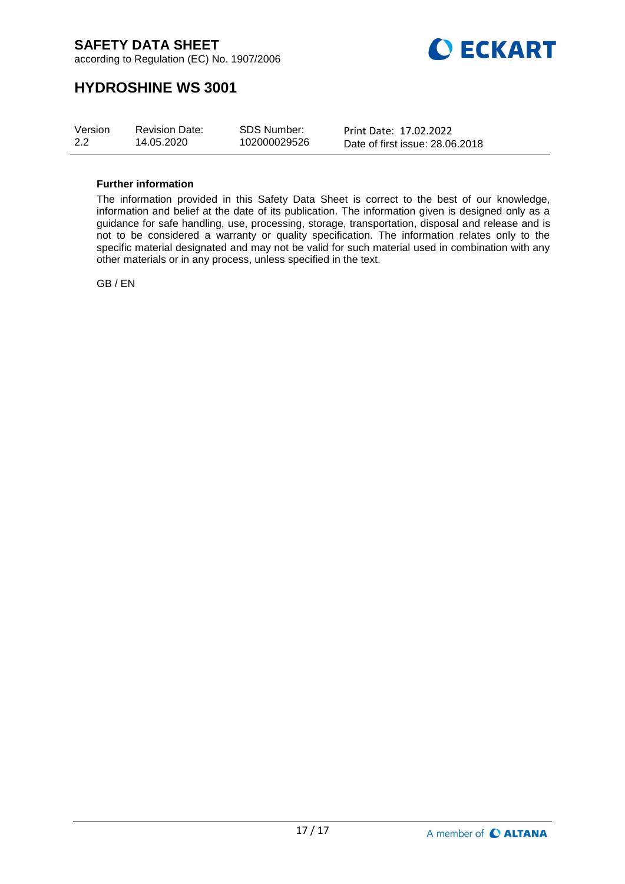**Further information**

The information provided in this Safety Data Sheet is correct to the best of our knowledge, information and belief at the date of its publication. The information given is designed only as a guidance for safe handling, use, processing, storage, transportation, disposal and release and is not to be considered a warranty or quality specification. The information relates only to the specific material designated and may not be valid for such material used in combination with any other materials or in any process, unless specified in the text.

GB / EN